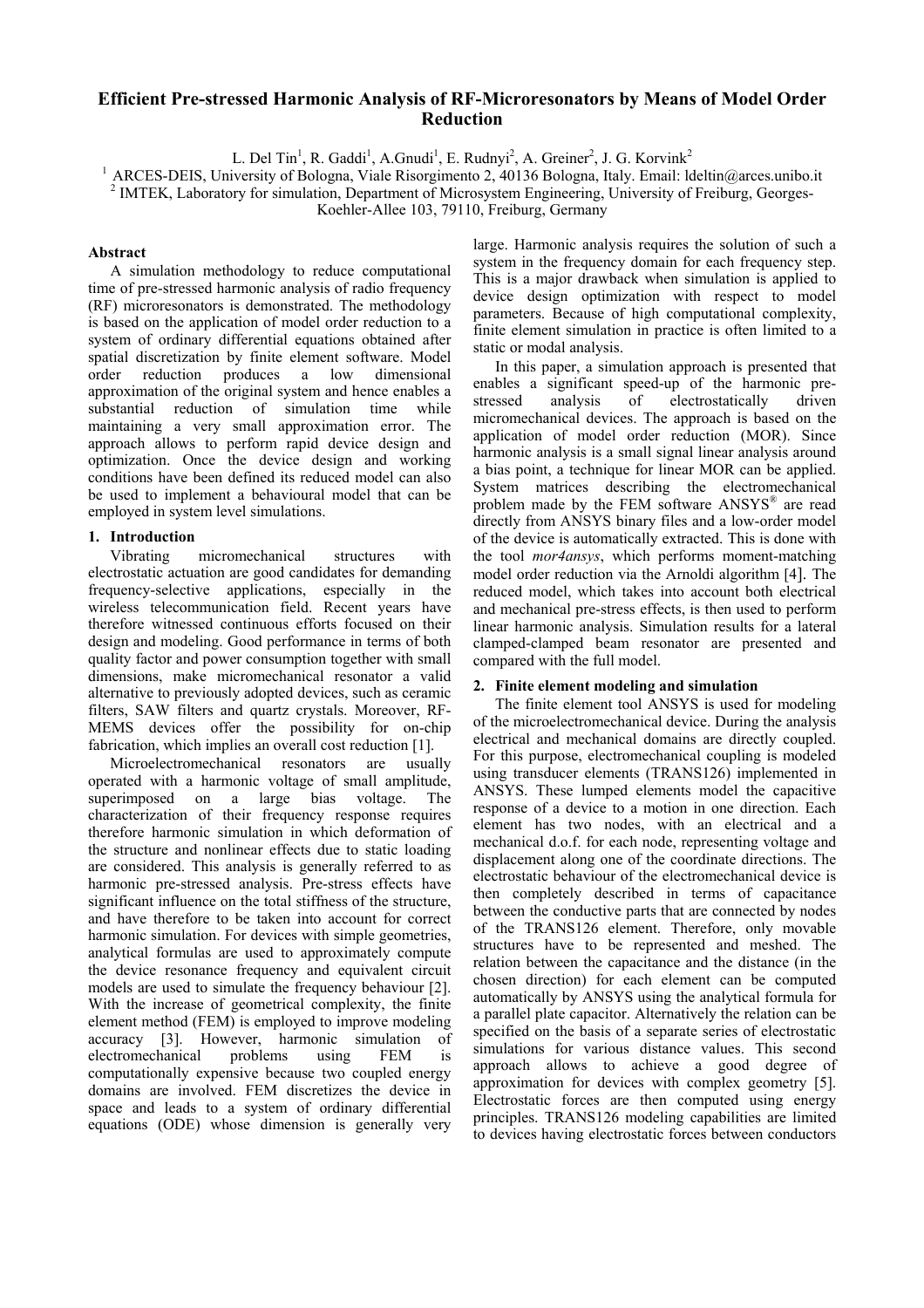# Efficient Pre-stressed Harmonic Analysis of RF-Microresonators by Means of Model Order Reduction

L. Del Tin[1], R. Gaddi[1], A.Gnudi[1], E. Rudnyi[2], A. Greiner[2], J. G. Korvink[2]

[1] ARCES-DEIS, University of Bologna, Viale Risorgimento 2, 40136 Bologna, Italy. Email: ldeltin@arces.unibo.it

[2] IMTEK, Laboratory for simulation, Department of Microsystem Engineering, University of Freiburg, Georges-Koehler-Allee 103, 79110, Freiburg, Germany

## Abstract

A simulation methodology to reduce computational time of pre-stressed harmonic analysis of radio frequency (RF) microresonators is demonstrated. The methodology is based on the application of model order reduction to a system of ordinary differential equations obtained after spatial discretization by finite element software. Model order reduction produces a low dimensional approximation of the original system and hence enables a substantial reduction of simulation time while maintaining a very small approximation error. The approach allows to perform rapid device design and optimization. Once the device design and working conditions have been defined its reduced model can also be used to implement a behavioural model that can be employed in system level simulations.

## 1. Introduction

Vibrating micromechanical structures with electrostatic actuation are good candidates for demanding frequency-selective applications, especially in the wireless telecommunication field. Recent years have therefore witnessed continuous efforts focused on their design and modeling. Good performance in terms of both quality factor and power consumption together with small dimensions, make micromechanical resonator a valid alternative to previously adopted devices, such as ceramic filters, SAW filters and quartz crystals. Moreover, RF-MEMS devices offer the possibility for on-chip fabrication, which implies an overall cost reduction [1].

Microelectromechanical resonators are usually operated with a harmonic voltage of small amplitude, superimposed on a large bias voltage. The characterization of their frequency response requires therefore harmonic simulation in which deformation of the structure and nonlinear effects due to static loading are considered. This analysis is generally referred to as harmonic pre-stressed analysis. Pre-stress effects have significant influence on the total stiffness of the structure, and have therefore to be taken into account for correct harmonic simulation. For devices with simple geometries, analytical formulas are used to approximately compute the device resonance frequency and equivalent circuit models are used to simulate the frequency behaviour [2]. With the increase of geometrical complexity, the finite element method (FEM) is employed to improve modeling accuracy [3]. However, harmonic simulation of electromechanical problems using FEM is computationally expensive because two coupled energy domains are involved. FEM discretizes the device in space and leads to a system of ordinary differential equations (ODE) whose dimension is generally very large. Harmonic analysis requires the solution of such a system in the frequency domain for each frequency step. This is a major drawback when simulation is applied to device design optimization with respect to model parameters. Because of high computational complexity, finite element simulation in practice is often limited to a static or modal analysis.

In this paper, a simulation approach is presented that enables a significant speed-up of the harmonic pre-stressed analysis of electrostatically driven micromechanical devices. The approach is based on the application of model order reduction (MOR). Since harmonic analysis is a small signal linear analysis around a bias point, a technique for linear MOR can be applied. System matrices describing the electromechanical problem made by the FEM software ANSYS® are read directly from ANSYS binary files and a low-order model of the device is automatically extracted. This is done with the tool *mor4ansys*, which performs moment-matching model order reduction via the Arnoldi algorithm [4]. The reduced model, which takes into account both electrical and mechanical pre-stress effects, is then used to perform linear harmonic analysis. Simulation results for a lateral clamped-clamped beam resonator are presented and compared with the full model.

## 2. Finite element modeling and simulation

The finite element tool ANSYS is used for modeling of the microelectromechanical device. During the analysis electrical and mechanical domains are directly coupled. For this purpose, electromechanical coupling is modeled using transducer elements (TRANS126) implemented in ANSYS. These lumped elements model the capacitive response of a device to a motion in one direction. Each element has two nodes, with an electrical and a mechanical d.o.f. for each node, representing voltage and displacement along one of the coordinate directions. The electrostatic behaviour of the electromechanical device is then completely described in terms of capacitance between the conductive parts that are connected by nodes of the TRANS126 element. Therefore, only movable structures have to be represented and meshed. The relation between the capacitance and the distance (in the chosen direction) for each element can be computed automatically by ANSYS using the analytical formula for a parallel plate capacitor. Alternatively the relation can be specified on the basis of a separate series of electrostatic simulations for various distance values. This second approach allows to achieve a good degree of approximation for devices with complex geometry [5]. Electrostatic forces are then computed using energy principles. TRANS126 modeling capabilities are limited to devices having electrostatic forces between conductors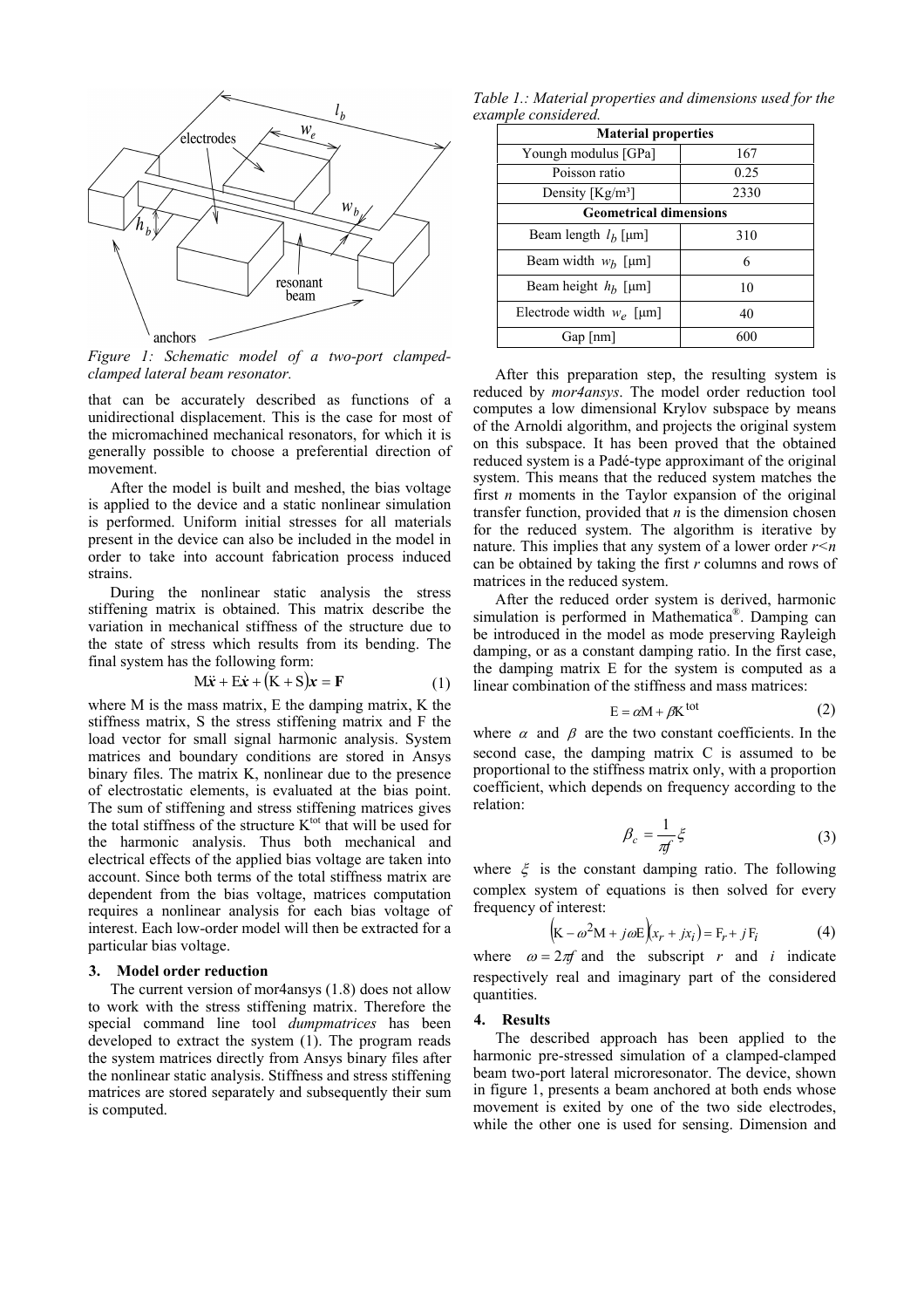*Figure 1: Schematic model of a two-port clamped-clamped lateral beam resonator.*

that can be accurately described as functions of a unidirectional displacement. This is the case for most of the micromachined mechanical resonators, for which it is generally possible to choose a preferential direction of movement.

After the model is built and meshed, the bias voltage is applied to the device and a static nonlinear simulation is performed. Uniform initial stresses for all materials present in the device can also be included in the model in order to take into account fabrication process induced strains.

During the nonlinear static analysis the stress stiffening matrix is obtained. This matrix describe the variation in mechanical stiffness of the structure due to the state of stress which results from its bending. The final system has the following form:

$$\mathrm{M}\ddot{\boldsymbol{x}} + \mathrm{E}\dot{\boldsymbol{x}} + (\mathrm{K} + \mathrm{S})\boldsymbol{x} = \mathbf{F} \tag{1}$$

where M is the mass matrix, E the damping matrix, K the stiffness matrix, S the stress stiffening matrix and F the load vector for small signal harmonic analysis. System matrices and boundary conditions are stored in Ansys binary files. The matrix K, nonlinear due to the presence of electrostatic elements, is evaluated at the bias point. The sum of stiffening and stress stiffening matrices gives the total stiffness of the structure $\mathrm{K}^{\mathrm{tot}}$ that will be used for the harmonic analysis. Thus both mechanical and electrical effects of the applied bias voltage are taken into account. Since both terms of the total stiffness matrix are dependent from the bias voltage, matrices computation requires a nonlinear analysis for each bias voltage of interest. Each low-order model will then be extracted for a particular bias voltage.

## 3. Model order reduction

The current version of mor4ansys (1.8) does not allow to work with the stress stiffening matrix. Therefore the special command line tool *dumpmatrices* has been developed to extract the system (1). The program reads the system matrices directly from Ansys binary files after the nonlinear static analysis. Stiffness and stress stiffening matrices are stored separately and subsequently their sum is computed.

*Table 1.: Material properties and dimensions used for the example considered.*

| **Material properties** | |
|---|---|
| Yough modulus [GPa] | 167 |
| Poisson ratio | 0.25 |
| Density [Kg/m³] | 2330 |
| **Geometrical dimensions** | |
| Beam length $l_b$ [μm] | 310 |
| Beam width $w_b$ [μm] | 6 |
| Beam height $h_b$ [μm] | 10 |
| Electrode width $w_e$ [μm] | 40 |
| Gap [nm] | 600 |

After this preparation step, the resulting system is reduced by *mor4ansys*. The model order reduction tool computes a low dimensional Krylov subspace by means of the Arnoldi algorithm, and projects the original system on this subspace. It has been proved that the obtained reduced system is a Padé-type approximant of the original system. This means that the reduced system matches the first *n* moments in the Taylor expansion of the original transfer function, provided that *n* is the dimension chosen for the reduced system. The algorithm is iterative by nature. This implies that any system of a lower order $r<n$ can be obtained by taking the first *r* columns and rows of matrices in the reduced system.

After the reduced order system is derived, harmonic simulation is performed in Mathematica®. Damping can be introduced in the model as mode preserving Rayleigh damping, or as a constant damping ratio. In the first case, the damping matrix E for the system is computed as a linear combination of the stiffness and mass matrices:

$$\mathrm{E} = \alpha \mathrm{M} + \beta \mathrm{K}^{\mathrm{tot}} \tag{2}$$

where $\alpha$ and $\beta$ are the two constant coefficients. In the second case, the damping matrix C is assumed to be proportional to the stiffness matrix only, with a proportion coefficient, which depends on frequency according to the relation:

$$\beta_c = \frac{1}{\pi f}\xi \tag{3}$$

where $\xi$ is the constant damping ratio. The following complex system of equations is then solved for every frequency of interest:

$$\left(\mathrm{K} - \omega^2 \mathrm{M} + j\omega \mathrm{E}\right)\left(x_r + jx_i\right) = \mathrm{F}_r + j\,\mathrm{F}_i \tag{4}$$

where $\omega = 2\pi f$ and the subscript $r$ and $i$ indicate respectively real and imaginary part of the considered quantities.

## 4. Results

The described approach has been applied to the harmonic pre-stressed simulation of a clamped-clamped beam two-port lateral microresonator. The device, shown in figure 1, presents a beam anchored at both ends whose movement is exited by one of the two side electrodes, while the other one is used for sensing. Dimension and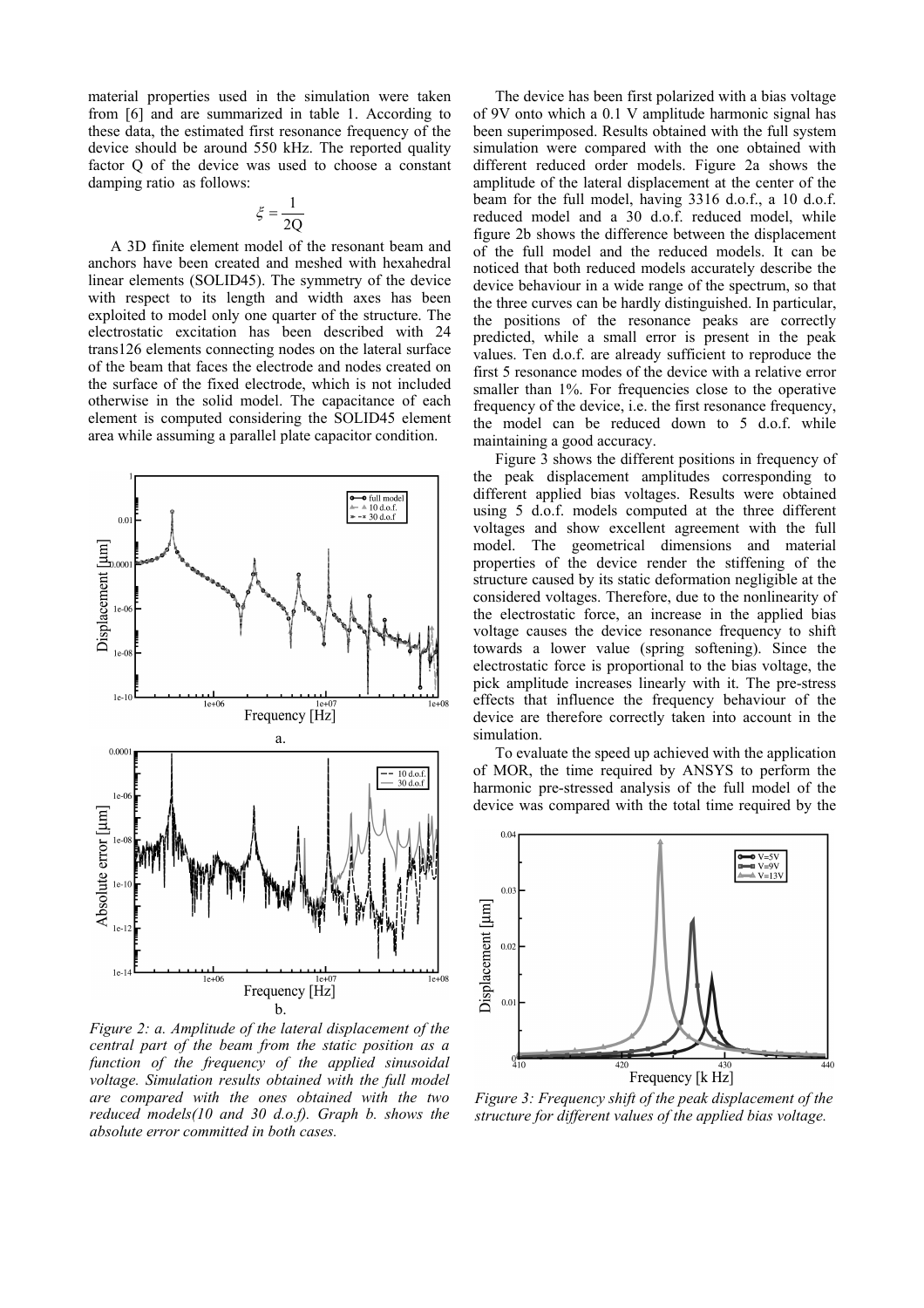material properties used in the simulation were taken from [6] and are summarized in table 1. According to these data, the estimated first resonance frequency of the device should be around 550 kHz. The reported quality factor Q of the device was used to choose a constant damping ratio as follows:

$$\xi = \frac{1}{2Q}$$

A 3D finite element model of the resonant beam and anchors have been created and meshed with hexahedral linear elements (SOLID45). The symmetry of the device with respect to its length and width axes has been exploited to model only one quarter of the structure. The electrostatic excitation has been described with 24 trans126 elements connecting nodes on the lateral surface of the beam that faces the electrode and nodes created on the surface of the fixed electrode, which is not included otherwise in the solid model. The capacitance of each element is computed considering the SOLID45 element area while assuming a parallel plate capacitor condition.

*Figure 2: a. Amplitude of the lateral displacement of the central part of the beam from the static position as a function of the frequency of the applied sinusoidal voltage. Simulation results obtained with the full model are compared with the ones obtained with the two reduced models(10 and 30 d.o.f). Graph b. shows the absolute error committed in both cases.*

The device has been first polarized with a bias voltage of 9V onto which a 0.1 V amplitude harmonic signal has been superimposed. Results obtained with the full system simulation were compared with the one obtained with different reduced order models. Figure 2a shows the amplitude of the lateral displacement at the center of the beam for the full model, having 3316 d.o.f., a 10 d.o.f. reduced model and a 30 d.o.f. reduced model, while figure 2b shows the difference between the displacement of the full model and the reduced models. It can be noticed that both reduced models accurately describe the device behaviour in a wide range of the spectrum, so that the three curves can be hardly distinguished. In particular, the positions of the resonance peaks are correctly predicted, while a small error is present in the peak values. Ten d.o.f. are already sufficient to reproduce the first 5 resonance modes of the device with a relative error smaller than 1%. For frequencies close to the operative frequency of the device, i.e. the first resonance frequency, the model can be reduced down to 5 d.o.f. while maintaining a good accuracy.

Figure 3 shows the different positions in frequency of the peak displacement amplitudes corresponding to different applied bias voltages. Results were obtained using 5 d.o.f. models computed at the three different voltages and show excellent agreement with the full model. The geometrical dimensions and material properties of the device render the stiffening of the structure caused by its static deformation negligible at the considered voltages. Therefore, due to the nonlinearity of the electrostatic force, an increase in the applied bias voltage causes the device resonance frequency to shift towards a lower value (spring softening). Since the electrostatic force is proportional to the bias voltage, the pick amplitude increases linearly with it. The pre-stress effects that influence the frequency behaviour of the device are therefore correctly taken into account in the simulation.

To evaluate the speed up achieved with the application of MOR, the time required by ANSYS to perform the harmonic pre-stressed analysis of the full model of the device was compared with the total time required by the

*Figure 3: Frequency shift of the peak displacement of the structure for different values of the applied bias voltage.*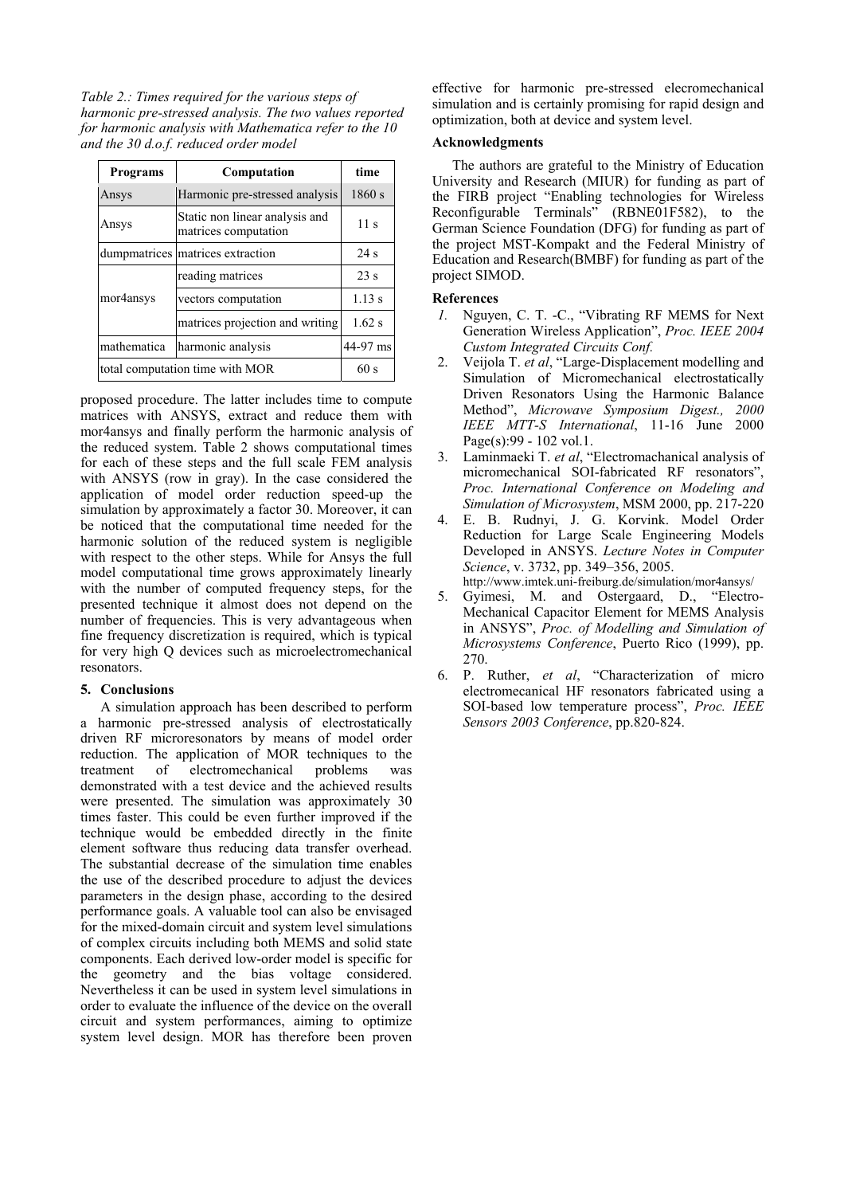*Table 2.: Times required for the various steps of harmonic pre-stressed analysis. The two values reported for harmonic analysis with Mathematica refer to the 10 and the 30 d.o.f. reduced order model*

| Programs | Computation | time |
|---|---|---|
| Ansys | Harmonic pre-stressed analysis | 1860 s |
| Ansys | Static non linear analysis and matrices computation | 11 s |
| dumpmatrices | matrices extraction | 24 s |
| mor4ansys | reading matrices | 23 s |
| | vectors computation | 1.13 s |
| | matrices projection and writing | 1.62 s |
| mathematica | harmonic analysis | 44-97 ms |
| total computation time with MOR | | 60 s |

proposed procedure. The latter includes time to compute matrices with ANSYS, extract and reduce them with mor4ansys and finally perform the harmonic analysis of the reduced system. Table 2 shows computational times for each of these steps and the full scale FEM analysis with ANSYS (row in gray). In the case considered the application of model order reduction speed-up the simulation by approximately a factor 30. Moreover, it can be noticed that the computational time needed for the harmonic solution of the reduced system is negligible with respect to the other steps. While for Ansys the full model computational time grows approximately linearly with the number of computed frequency steps, for the presented technique it almost does not depend on the number of frequencies. This is very advantageous when fine frequency discretization is required, which is typical for very high Q devices such as microelectromechanical resonators.

## 5. Conclusions

A simulation approach has been described to perform a harmonic pre-stressed analysis of electrostatically driven RF microresonators by means of model order reduction. The application of MOR techniques to the treatment of electromechanical problems was demonstrated with a test device and the achieved results were presented. The simulation was approximately 30 times faster. This could be even further improved if the technique would be embedded directly in the finite element software thus reducing data transfer overhead. The substantial decrease of the simulation time enables the use of the described procedure to adjust the devices parameters in the design phase, according to the desired performance goals. A valuable tool can also be envisaged for the mixed-domain circuit and system level simulations of complex circuits including both MEMS and solid state components. Each derived low-order model is specific for the geometry and the bias voltage considered. Nevertheless it can be used in system level simulations in order to evaluate the influence of the device on the overall circuit and system performances, aiming to optimize system level design. MOR has therefore been proven effective for harmonic pre-stressed elecromechanical simulation and is certainly promising for rapid design and optimization, both at device and system level.

## Acknowledgments

The authors are grateful to the Ministry of Education University and Research (MIUR) for funding as part of the FIRB project "Enabling technologies for Wireless Reconfigurable Terminals" (RBNE01F582), to the German Science Foundation (DFG) for funding as part of the project MST-Kompakt and the Federal Ministry of Education and Research(BMBF) for funding as part of the project SIMOD.

## References

1. Nguyen, C. T. -C., "Vibrating RF MEMS for Next Generation Wireless Application", *Proc. IEEE 2004 Custom Integrated Circuits Conf.*
2. Veijola T. *et al*, "Large-Displacement modelling and Simulation of Micromechanical electrostatically Driven Resonators Using the Harmonic Balance Method", *Microwave Symposium Digest., 2000 IEEE MTT-S International*, 11-16 June 2000 Page(s):99 - 102 vol.1.
3. Laminmaeki T. *et al*, "Electromachanical analysis of micromechanical SOI-fabricated RF resonators", *Proc. International Conference on Modeling and Simulation of Microsystem*, MSM 2000, pp. 217-220
4. E. B. Rudnyi, J. G. Korvink. Model Order Reduction for Large Scale Engineering Models Developed in ANSYS. *Lecture Notes in Computer Science*, v. 3732, pp. 349–356, 2005. http://www.imtek.uni-freiburg.de/simulation/mor4ansys/
5. Gyimesi, M. and Ostergaard, D., "Electro-Mechanical Capacitor Element for MEMS Analysis in ANSYS", *Proc. of Modelling and Simulation of Microsystems Conference*, Puerto Rico (1999), pp. 270.
6. P. Ruther, *et al*, "Characterization of micro electromecanical HF resonators fabricated using a SOI-based low temperature process", *Proc. IEEE Sensors 2003 Conference*, pp.820-824.